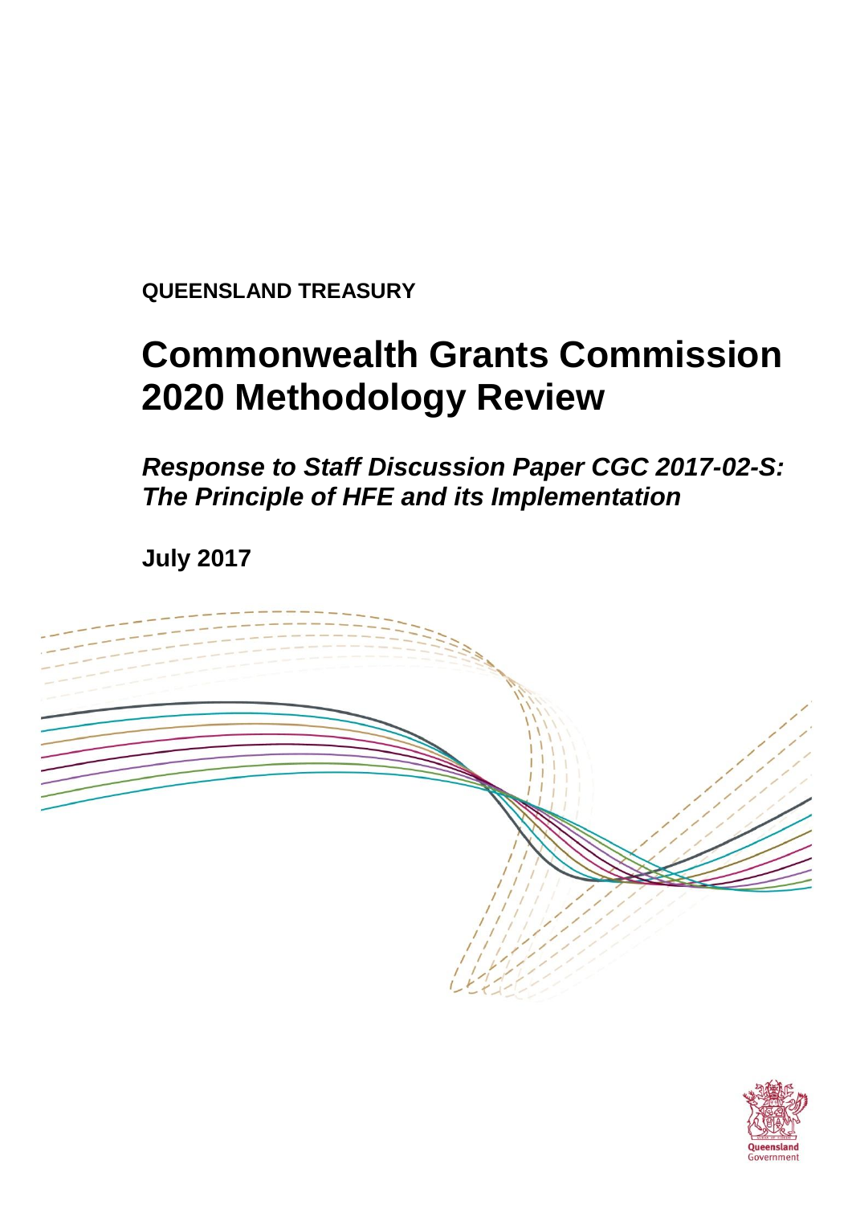**QUEENSLAND TREASURY**

# Commonwealth Grants Commission 2020 Methodology Review

## *Response to Staff Discussion Paper CGC 2017-02-S: The Principle of HFE and its Implementation*

**July 2017**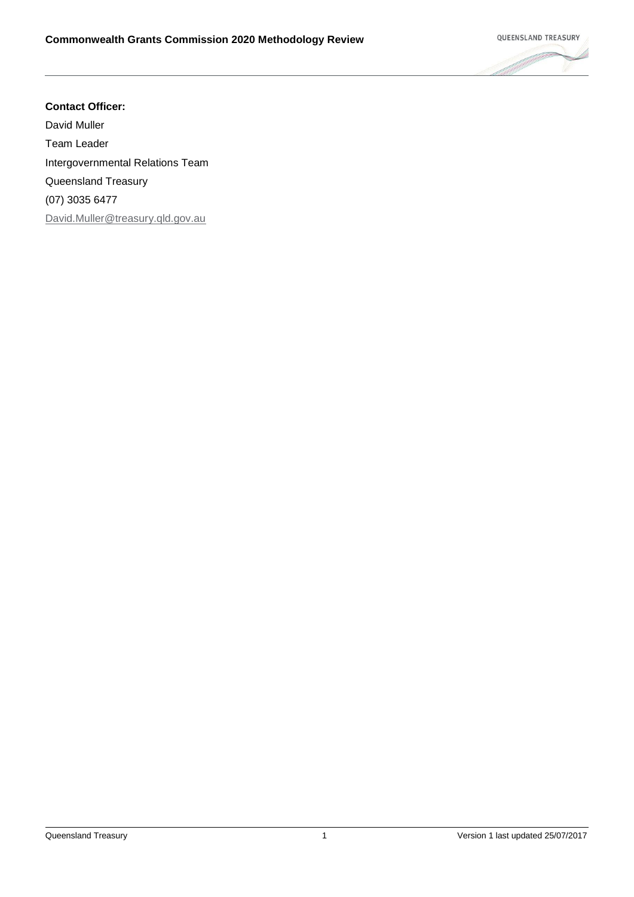**Contact Officer:**

David Muller

Team Leader

Intergovernmental Relations Team

Queensland Treasury

(07) 3035 6477

David.Muller@treasury.qld.gov.au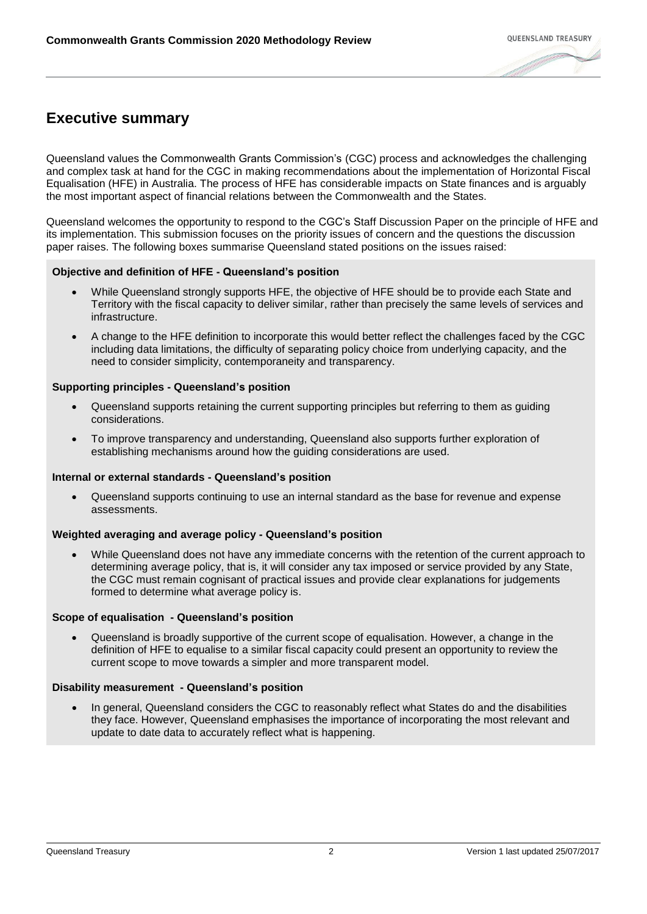# Executive summary

Queensland values the Commonwealth Grants Commission's (CGC) process and acknowledges the challenging and complex task at hand for the CGC in making recommendations about the implementation of Horizontal Fiscal Equalisation (HFE) in Australia. The process of HFE has considerable impacts on State finances and is arguably the most important aspect of financial relations between the Commonwealth and the States.

Queensland welcomes the opportunity to respond to the CGC's Staff Discussion Paper on the principle of HFE and its implementation. This submission focuses on the priority issues of concern and the questions the discussion paper raises. The following boxes summarise Queensland stated positions on the issues raised:

**Objective and definition of HFE - Queensland's position**

- While Queensland strongly supports HFE, the objective of HFE should be to provide each State and Territory with the fiscal capacity to deliver similar, rather than precisely the same levels of services and infrastructure.
- A change to the HFE definition to incorporate this would better reflect the challenges faced by the CGC including data limitations, the difficulty of separating policy choice from underlying capacity, and the need to consider simplicity, contemporaneity and transparency.

**Supporting principles - Queensland's position**

- Queensland supports retaining the current supporting principles but referring to them as guiding considerations.
- To improve transparency and understanding, Queensland also supports further exploration of establishing mechanisms around how the guiding considerations are used.

**Internal or external standards - Queensland's position**

- Queensland supports continuing to use an internal standard as the base for revenue and expense assessments.

**Weighted averaging and average policy - Queensland's position**

- While Queensland does not have any immediate concerns with the retention of the current approach to determining average policy, that is, it will consider any tax imposed or service provided by any State, the CGC must remain cognisant of practical issues and provide clear explanations for judgements formed to determine what average policy is.

**Scope of equalisation - Queensland's position**

- Queensland is broadly supportive of the current scope of equalisation. However, a change in the definition of HFE to equalise to a similar fiscal capacity could present an opportunity to review the current scope to move towards a simpler and more transparent model.

**Disability measurement - Queensland's position**

- In general, Queensland considers the CGC to reasonably reflect what States do and the disabilities they face. However, Queensland emphasises the importance of incorporating the most relevant and update to date data to accurately reflect what is happening.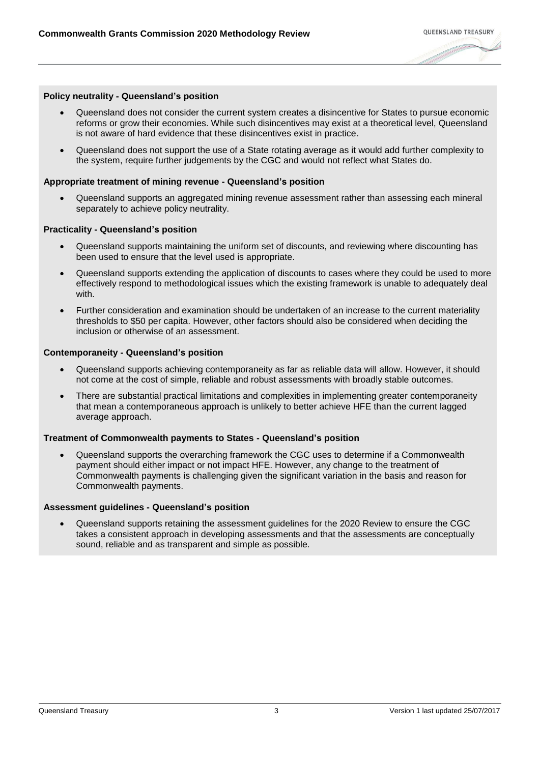**Policy neutrality - Queensland's position**

- Queensland does not consider the current system creates a disincentive for States to pursue economic reforms or grow their economies. While such disincentives may exist at a theoretical level, Queensland is not aware of hard evidence that these disincentives exist in practice.
- Queensland does not support the use of a State rotating average as it would add further complexity to the system, require further judgements by the CGC and would not reflect what States do.

**Appropriate treatment of mining revenue - Queensland's position**

- Queensland supports an aggregated mining revenue assessment rather than assessing each mineral separately to achieve policy neutrality.

**Practicality - Queensland's position**

- Queensland supports maintaining the uniform set of discounts, and reviewing where discounting has been used to ensure that the level used is appropriate.
- Queensland supports extending the application of discounts to cases where they could be used to more effectively respond to methodological issues which the existing framework is unable to adequately deal with.
- Further consideration and examination should be undertaken of an increase to the current materiality thresholds to $50 per capita. However, other factors should also be considered when deciding the inclusion or otherwise of an assessment.

**Contemporaneity - Queensland's position**

- Queensland supports achieving contemporaneity as far as reliable data will allow. However, it should not come at the cost of simple, reliable and robust assessments with broadly stable outcomes.
- There are substantial practical limitations and complexities in implementing greater contemporaneity that mean a contemporaneous approach is unlikely to better achieve HFE than the current lagged average approach.

**Treatment of Commonwealth payments to States - Queensland's position**

- Queensland supports the overarching framework the CGC uses to determine if a Commonwealth payment should either impact or not impact HFE. However, any change to the treatment of Commonwealth payments is challenging given the significant variation in the basis and reason for Commonwealth payments.

**Assessment guidelines - Queensland's position**

- Queensland supports retaining the assessment guidelines for the 2020 Review to ensure the CGC takes a consistent approach in developing assessments and that the assessments are conceptually sound, reliable and as transparent and simple as possible.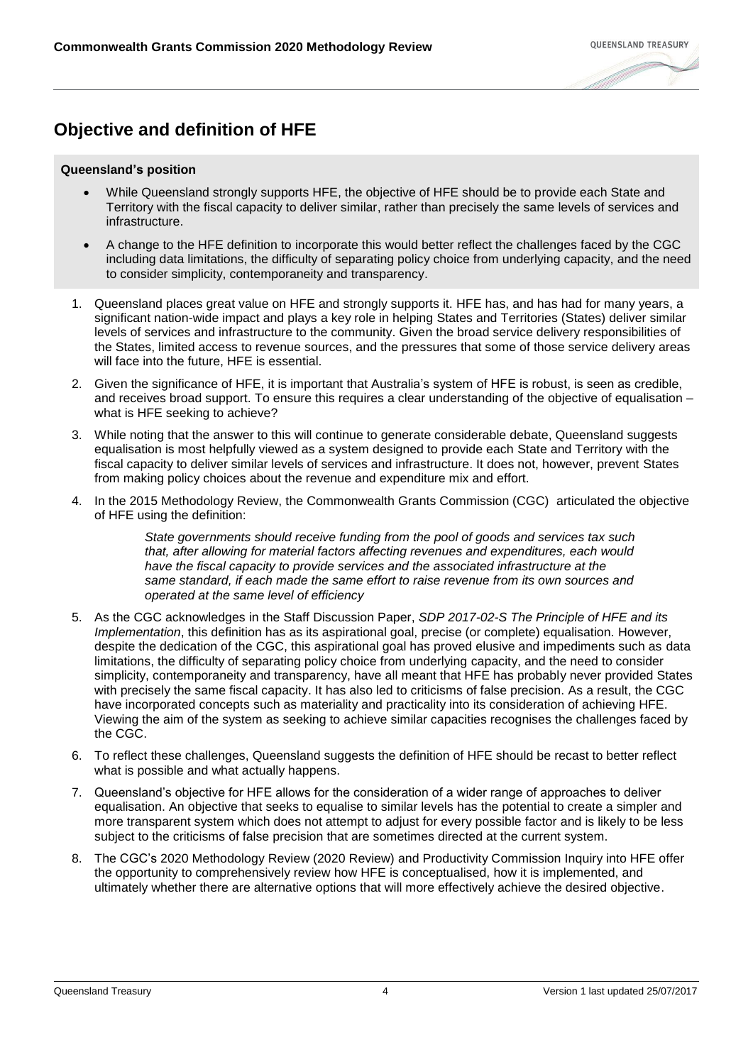## Objective and definition of HFE

**Queensland's position**

- While Queensland strongly supports HFE, the objective of HFE should be to provide each State and Territory with the fiscal capacity to deliver similar, rather than precisely the same levels of services and infrastructure.
- A change to the HFE definition to incorporate this would better reflect the challenges faced by the CGC including data limitations, the difficulty of separating policy choice from underlying capacity, and the need to consider simplicity, contemporaneity and transparency.

1. Queensland places great value on HFE and strongly supports it. HFE has, and has had for many years, a significant nation-wide impact and plays a key role in helping States and Territories (States) deliver similar levels of services and infrastructure to the community. Given the broad service delivery responsibilities of the States, limited access to revenue sources, and the pressures that some of those service delivery areas will face into the future, HFE is essential.
2. Given the significance of HFE, it is important that Australia's system of HFE is robust, is seen as credible, and receives broad support. To ensure this requires a clear understanding of the objective of equalisation – what is HFE seeking to achieve?
3. While noting that the answer to this will continue to generate considerable debate, Queensland suggests equalisation is most helpfully viewed as a system designed to provide each State and Territory with the fiscal capacity to deliver similar levels of services and infrastructure. It does not, however, prevent States from making policy choices about the revenue and expenditure mix and effort.
4. In the 2015 Methodology Review, the Commonwealth Grants Commission (CGC) articulated the objective of HFE using the definition:

   > *State governments should receive funding from the pool of goods and services tax such that, after allowing for material factors affecting revenues and expenditures, each would have the fiscal capacity to provide services and the associated infrastructure at the same standard, if each made the same effort to raise revenue from its own sources and operated at the same level of efficiency*

5. As the CGC acknowledges in the Staff Discussion Paper, *SDP 2017-02-S The Principle of HFE and its Implementation*, this definition has as its aspirational goal, precise (or complete) equalisation. However, despite the dedication of the CGC, this aspirational goal has proved elusive and impediments such as data limitations, the difficulty of separating policy choice from underlying capacity, and the need to consider simplicity, contemporaneity and transparency, have all meant that HFE has probably never provided States with precisely the same fiscal capacity. It has also led to criticisms of false precision. As a result, the CGC have incorporated concepts such as materiality and practicality into its consideration of achieving HFE. Viewing the aim of the system as seeking to achieve similar capacities recognises the challenges faced by the CGC.
6. To reflect these challenges, Queensland suggests the definition of HFE should be recast to better reflect what is possible and what actually happens.
7. Queensland's objective for HFE allows for the consideration of a wider range of approaches to deliver equalisation. An objective that seeks to equalise to similar levels has the potential to create a simpler and more transparent system which does not attempt to adjust for every possible factor and is likely to be less subject to the criticisms of false precision that are sometimes directed at the current system.
8. The CGC's 2020 Methodology Review (2020 Review) and Productivity Commission Inquiry into HFE offer the opportunity to comprehensively review how HFE is conceptualised, how it is implemented, and ultimately whether there are alternative options that will more effectively achieve the desired objective.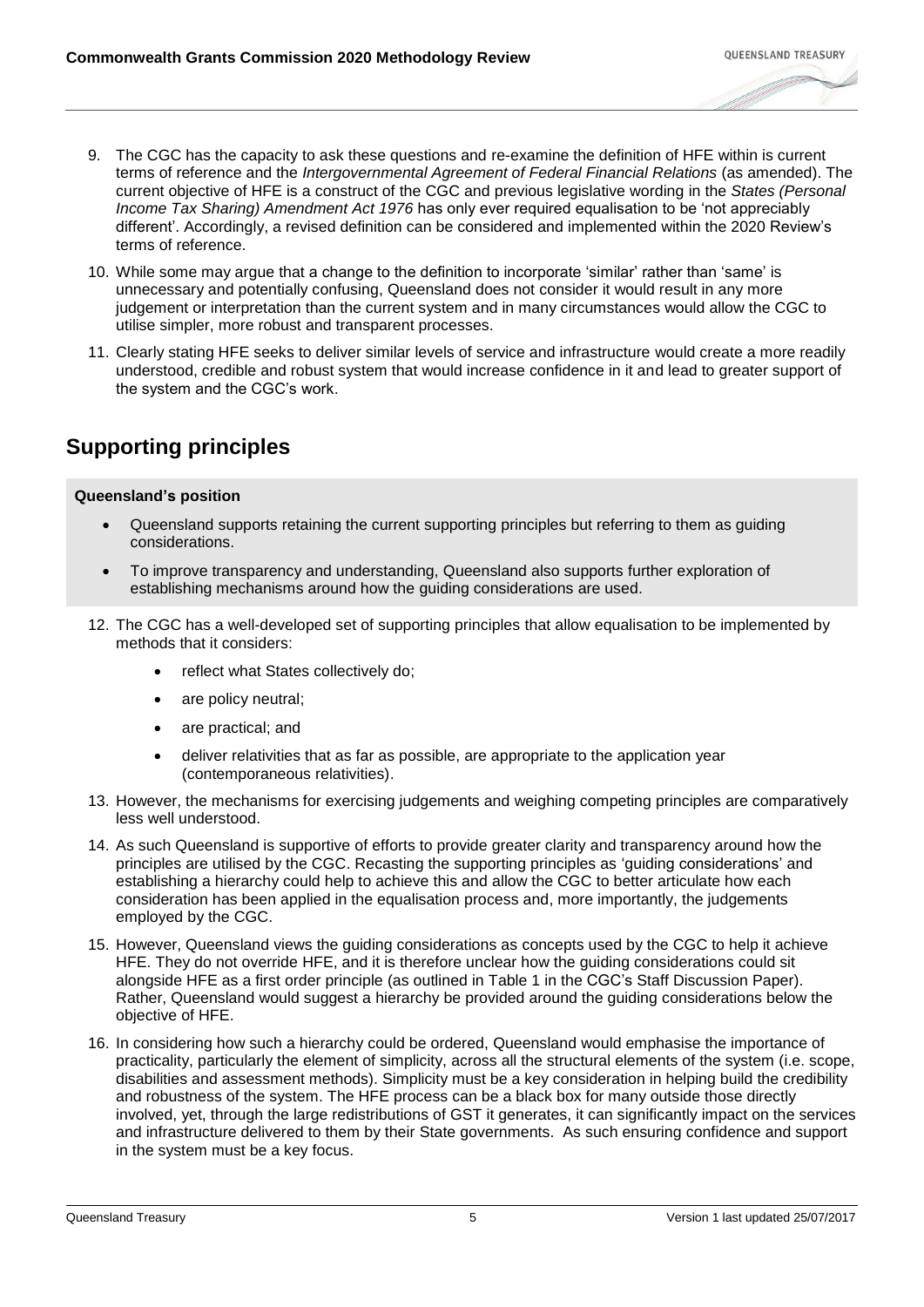9. The CGC has the capacity to ask these questions and re-examine the definition of HFE within is current terms of reference and the *Intergovernmental Agreement of Federal Financial Relations* (as amended). The current objective of HFE is a construct of the CGC and previous legislative wording in the *States (Personal Income Tax Sharing) Amendment Act 1976* has only ever required equalisation to be 'not appreciably different'. Accordingly, a revised definition can be considered and implemented within the 2020 Review's terms of reference.
10. While some may argue that a change to the definition to incorporate 'similar' rather than 'same' is unnecessary and potentially confusing, Queensland does not consider it would result in any more judgement or interpretation than the current system and in many circumstances would allow the CGC to utilise simpler, more robust and transparent processes.
11. Clearly stating HFE seeks to deliver similar levels of service and infrastructure would create a more readily understood, credible and robust system that would increase confidence in it and lead to greater support of the system and the CGC's work.

## Supporting principles

**Queensland's position**

- Queensland supports retaining the current supporting principles but referring to them as guiding considerations.
- To improve transparency and understanding, Queensland also supports further exploration of establishing mechanisms around how the guiding considerations are used.

12. The CGC has a well-developed set of supporting principles that allow equalisation to be implemented by methods that it considers:
    - reflect what States collectively do;
    - are policy neutral;
    - are practical; and
    - deliver relativities that as far as possible, are appropriate to the application year (contemporaneous relativities).
13. However, the mechanisms for exercising judgements and weighing competing principles are comparatively less well understood.
14. As such Queensland is supportive of efforts to provide greater clarity and transparency around how the principles are utilised by the CGC. Recasting the supporting principles as 'guiding considerations' and establishing a hierarchy could help to achieve this and allow the CGC to better articulate how each consideration has been applied in the equalisation process and, more importantly, the judgements employed by the CGC.
15. However, Queensland views the guiding considerations as concepts used by the CGC to help it achieve HFE. They do not override HFE, and it is therefore unclear how the guiding considerations could sit alongside HFE as a first order principle (as outlined in Table 1 in the CGC's Staff Discussion Paper). Rather, Queensland would suggest a hierarchy be provided around the guiding considerations below the objective of HFE.
16. In considering how such a hierarchy could be ordered, Queensland would emphasise the importance of practicality, particularly the element of simplicity, across all the structural elements of the system (i.e. scope, disabilities and assessment methods). Simplicity must be a key consideration in helping build the credibility and robustness of the system. The HFE process can be a black box for many outside those directly involved, yet, through the large redistributions of GST it generates, it can significantly impact on the services and infrastructure delivered to them by their State governments. As such ensuring confidence and support in the system must be a key focus.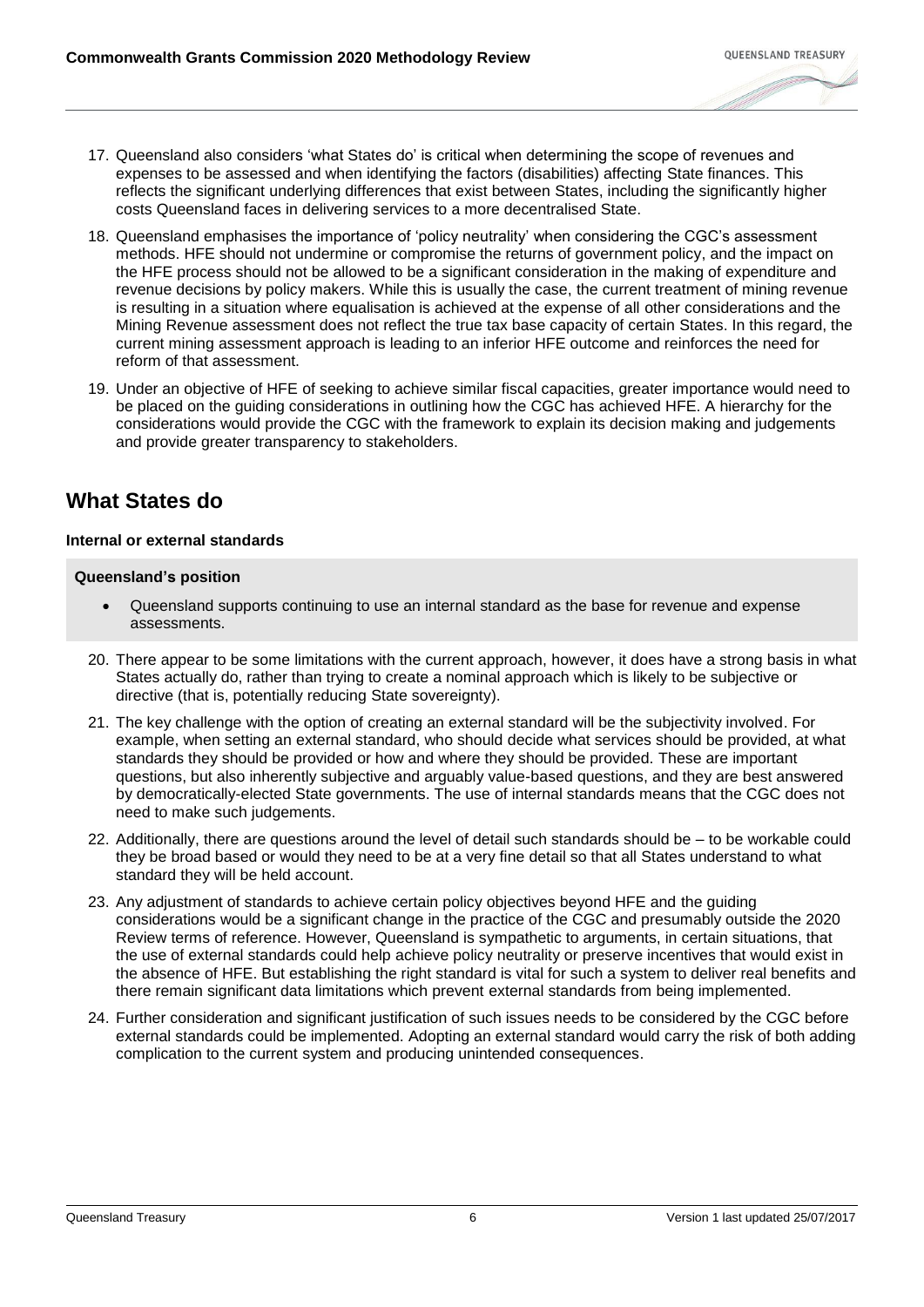17. Queensland also considers 'what States do' is critical when determining the scope of revenues and expenses to be assessed and when identifying the factors (disabilities) affecting State finances. This reflects the significant underlying differences that exist between States, including the significantly higher costs Queensland faces in delivering services to a more decentralised State.

18. Queensland emphasises the importance of 'policy neutrality' when considering the CGC's assessment methods. HFE should not undermine or compromise the returns of government policy, and the impact on the HFE process should not be allowed to be a significant consideration in the making of expenditure and revenue decisions by policy makers. While this is usually the case, the current treatment of mining revenue is resulting in a situation where equalisation is achieved at the expense of all other considerations and the Mining Revenue assessment does not reflect the true tax base capacity of certain States. In this regard, the current mining assessment approach is leading to an inferior HFE outcome and reinforces the need for reform of that assessment.

19. Under an objective of HFE of seeking to achieve similar fiscal capacities, greater importance would need to be placed on the guiding considerations in outlining how the CGC has achieved HFE. A hierarchy for the considerations would provide the CGC with the framework to explain its decision making and judgements and provide greater transparency to stakeholders.

## What States do

#### Internal or external standards

**Queensland's position**

- Queensland supports continuing to use an internal standard as the base for revenue and expense assessments.

20. There appear to be some limitations with the current approach, however, it does have a strong basis in what States actually do, rather than trying to create a nominal approach which is likely to be subjective or directive (that is, potentially reducing State sovereignty).

21. The key challenge with the option of creating an external standard will be the subjectivity involved. For example, when setting an external standard, who should decide what services should be provided, at what standards they should be provided or how and where they should be provided. These are important questions, but also inherently subjective and arguably value-based questions, and they are best answered by democratically-elected State governments. The use of internal standards means that the CGC does not need to make such judgements.

22. Additionally, there are questions around the level of detail such standards should be – to be workable could they be broad based or would they need to be at a very fine detail so that all States understand to what standard they will be held account.

23. Any adjustment of standards to achieve certain policy objectives beyond HFE and the guiding considerations would be a significant change in the practice of the CGC and presumably outside the 2020 Review terms of reference. However, Queensland is sympathetic to arguments, in certain situations, that the use of external standards could help achieve policy neutrality or preserve incentives that would exist in the absence of HFE. But establishing the right standard is vital for such a system to deliver real benefits and there remain significant data limitations which prevent external standards from being implemented.

24. Further consideration and significant justification of such issues needs to be considered by the CGC before external standards could be implemented. Adopting an external standard would carry the risk of both adding complication to the current system and producing unintended consequences.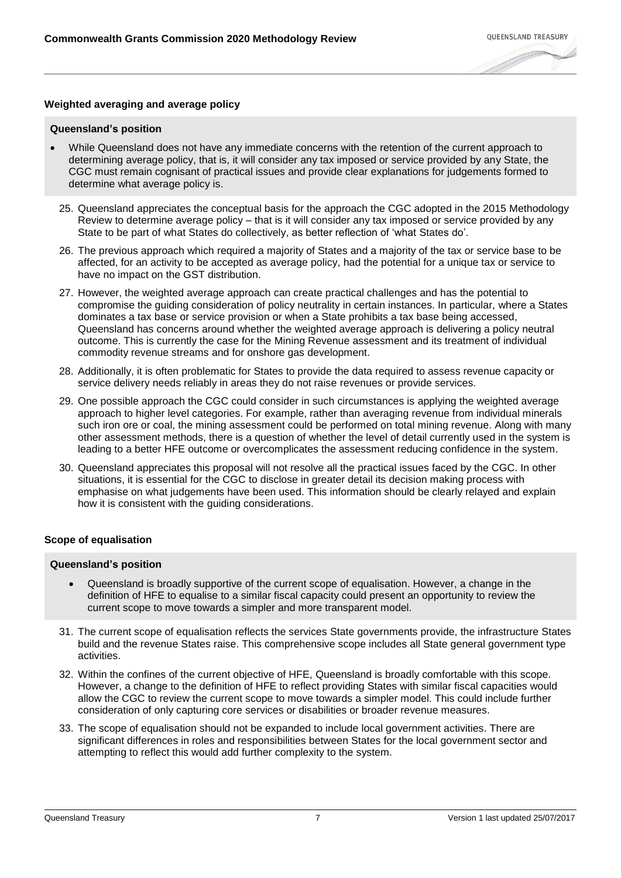### Weighted averaging and average policy

**Queensland's position**

- While Queensland does not have any immediate concerns with the retention of the current approach to determining average policy, that is, it will consider any tax imposed or service provided by any State, the CGC must remain cognisant of practical issues and provide clear explanations for judgements formed to determine what average policy is.

25. Queensland appreciates the conceptual basis for the approach the CGC adopted in the 2015 Methodology Review to determine average policy – that is it will consider any tax imposed or service provided by any State to be part of what States do collectively, as better reflection of 'what States do'.
26. The previous approach which required a majority of States and a majority of the tax or service base to be affected, for an activity to be accepted as average policy, had the potential for a unique tax or service to have no impact on the GST distribution.
27. However, the weighted average approach can create practical challenges and has the potential to compromise the guiding consideration of policy neutrality in certain instances. In particular, where a States dominates a tax base or service provision or when a State prohibits a tax base being accessed, Queensland has concerns around whether the weighted average approach is delivering a policy neutral outcome. This is currently the case for the Mining Revenue assessment and its treatment of individual commodity revenue streams and for onshore gas development.
28. Additionally, it is often problematic for States to provide the data required to assess revenue capacity or service delivery needs reliably in areas they do not raise revenues or provide services.
29. One possible approach the CGC could consider in such circumstances is applying the weighted average approach to higher level categories. For example, rather than averaging revenue from individual minerals such iron ore or coal, the mining assessment could be performed on total mining revenue. Along with many other assessment methods, there is a question of whether the level of detail currently used in the system is leading to a better HFE outcome or overcomplicates the assessment reducing confidence in the system.
30. Queensland appreciates this proposal will not resolve all the practical issues faced by the CGC. In other situations, it is essential for the CGC to disclose in greater detail its decision making process with emphasise on what judgements have been used. This information should be clearly relayed and explain how it is consistent with the guiding considerations.

### Scope of equalisation

**Queensland's position**

- Queensland is broadly supportive of the current scope of equalisation. However, a change in the definition of HFE to equalise to a similar fiscal capacity could present an opportunity to review the current scope to move towards a simpler and more transparent model.

31. The current scope of equalisation reflects the services State governments provide, the infrastructure States build and the revenue States raise. This comprehensive scope includes all State general government type activities.
32. Within the confines of the current objective of HFE, Queensland is broadly comfortable with this scope. However, a change to the definition of HFE to reflect providing States with similar fiscal capacities would allow the CGC to review the current scope to move towards a simpler model. This could include further consideration of only capturing core services or disabilities or broader revenue measures.
33. The scope of equalisation should not be expanded to include local government activities. There are significant differences in roles and responsibilities between States for the local government sector and attempting to reflect this would add further complexity to the system.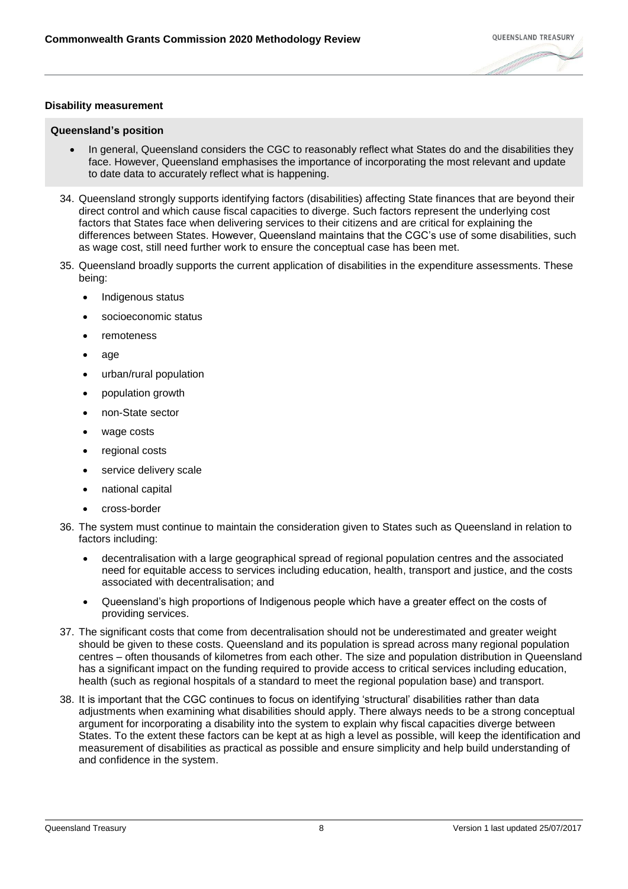### Disability measurement

**Queensland's position**

- In general, Queensland considers the CGC to reasonably reflect what States do and the disabilities they face. However, Queensland emphasises the importance of incorporating the most relevant and update to date data to accurately reflect what is happening.

34. Queensland strongly supports identifying factors (disabilities) affecting State finances that are beyond their direct control and which cause fiscal capacities to diverge. Such factors represent the underlying cost factors that States face when delivering services to their citizens and are critical for explaining the differences between States. However, Queensland maintains that the CGC's use of some disabilities, such as wage cost, still need further work to ensure the conceptual case has been met.

35. Queensland broadly supports the current application of disabilities in the expenditure assessments. These being:
    - Indigenous status
    - socioeconomic status
    - remoteness
    - age
    - urban/rural population
    - population growth
    - non-State sector
    - wage costs
    - regional costs
    - service delivery scale
    - national capital
    - cross-border

36. The system must continue to maintain the consideration given to States such as Queensland in relation to factors including:
    - decentralisation with a large geographical spread of regional population centres and the associated need for equitable access to services including education, health, transport and justice, and the costs associated with decentralisation; and
    - Queensland's high proportions of Indigenous people which have a greater effect on the costs of providing services.

37. The significant costs that come from decentralisation should not be underestimated and greater weight should be given to these costs. Queensland and its population is spread across many regional population centres – often thousands of kilometres from each other. The size and population distribution in Queensland has a significant impact on the funding required to provide access to critical services including education, health (such as regional hospitals of a standard to meet the regional population base) and transport.

38. It is important that the CGC continues to focus on identifying 'structural' disabilities rather than data adjustments when examining what disabilities should apply. There always needs to be a strong conceptual argument for incorporating a disability into the system to explain why fiscal capacities diverge between States. To the extent these factors can be kept at as high a level as possible, will keep the identification and measurement of disabilities as practical as possible and ensure simplicity and help build understanding of and confidence in the system.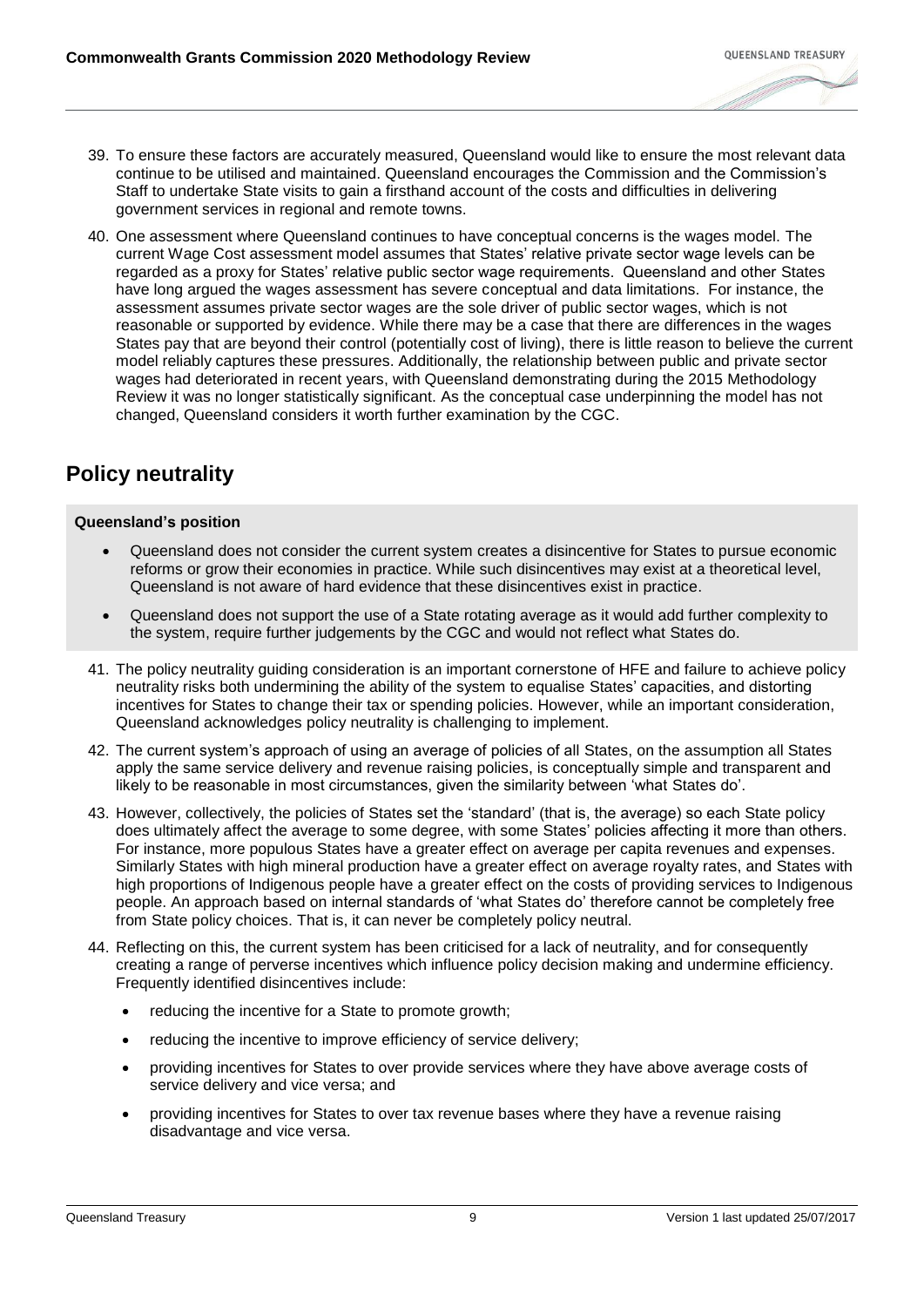39. To ensure these factors are accurately measured, Queensland would like to ensure the most relevant data continue to be utilised and maintained. Queensland encourages the Commission and the Commission's Staff to undertake State visits to gain a firsthand account of the costs and difficulties in delivering government services in regional and remote towns.

40. One assessment where Queensland continues to have conceptual concerns is the wages model. The current Wage Cost assessment model assumes that States' relative private sector wage levels can be regarded as a proxy for States' relative public sector wage requirements. Queensland and other States have long argued the wages assessment has severe conceptual and data limitations. For instance, the assessment assumes private sector wages are the sole driver of public sector wages, which is not reasonable or supported by evidence. While there may be a case that there are differences in the wages States pay that are beyond their control (potentially cost of living), there is little reason to believe the current model reliably captures these pressures. Additionally, the relationship between public and private sector wages had deteriorated in recent years, with Queensland demonstrating during the 2015 Methodology Review it was no longer statistically significant. As the conceptual case underpinning the model has not changed, Queensland considers it worth further examination by the CGC.

## Policy neutrality

**Queensland's position**

- Queensland does not consider the current system creates a disincentive for States to pursue economic reforms or grow their economies in practice. While such disincentives may exist at a theoretical level, Queensland is not aware of hard evidence that these disincentives exist in practice.
- Queensland does not support the use of a State rotating average as it would add further complexity to the system, require further judgements by the CGC and would not reflect what States do.

41. The policy neutrality guiding consideration is an important cornerstone of HFE and failure to achieve policy neutrality risks both undermining the ability of the system to equalise States' capacities, and distorting incentives for States to change their tax or spending policies. However, while an important consideration, Queensland acknowledges policy neutrality is challenging to implement.

42. The current system's approach of using an average of policies of all States, on the assumption all States apply the same service delivery and revenue raising policies, is conceptually simple and transparent and likely to be reasonable in most circumstances, given the similarity between 'what States do'.

43. However, collectively, the policies of States set the 'standard' (that is, the average) so each State policy does ultimately affect the average to some degree, with some States' policies affecting it more than others. For instance, more populous States have a greater effect on average per capita revenues and expenses. Similarly States with high mineral production have a greater effect on average royalty rates, and States with high proportions of Indigenous people have a greater effect on the costs of providing services to Indigenous people. An approach based on internal standards of 'what States do' therefore cannot be completely free from State policy choices. That is, it can never be completely policy neutral.

44. Reflecting on this, the current system has been criticised for a lack of neutrality, and for consequently creating a range of perverse incentives which influence policy decision making and undermine efficiency. Frequently identified disincentives include:
    - reducing the incentive for a State to promote growth;
    - reducing the incentive to improve efficiency of service delivery;
    - providing incentives for States to over provide services where they have above average costs of service delivery and vice versa; and
    - providing incentives for States to over tax revenue bases where they have a revenue raising disadvantage and vice versa.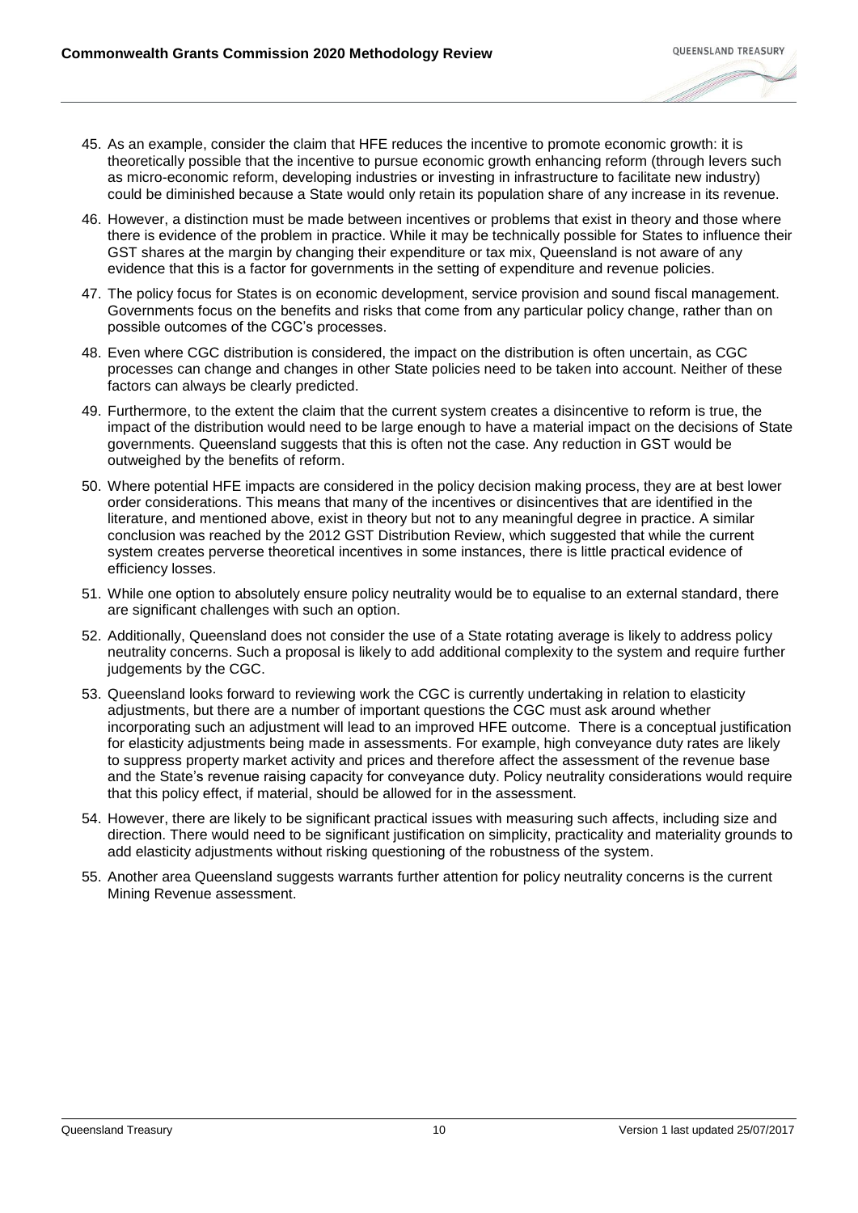45. As an example, consider the claim that HFE reduces the incentive to promote economic growth: it is theoretically possible that the incentive to pursue economic growth enhancing reform (through levers such as micro-economic reform, developing industries or investing in infrastructure to facilitate new industry) could be diminished because a State would only retain its population share of any increase in its revenue.

46. However, a distinction must be made between incentives or problems that exist in theory and those where there is evidence of the problem in practice. While it may be technically possible for States to influence their GST shares at the margin by changing their expenditure or tax mix, Queensland is not aware of any evidence that this is a factor for governments in the setting of expenditure and revenue policies.

47. The policy focus for States is on economic development, service provision and sound fiscal management. Governments focus on the benefits and risks that come from any particular policy change, rather than on possible outcomes of the CGC's processes.

48. Even where CGC distribution is considered, the impact on the distribution is often uncertain, as CGC processes can change and changes in other State policies need to be taken into account. Neither of these factors can always be clearly predicted.

49. Furthermore, to the extent the claim that the current system creates a disincentive to reform is true, the impact of the distribution would need to be large enough to have a material impact on the decisions of State governments. Queensland suggests that this is often not the case. Any reduction in GST would be outweighed by the benefits of reform.

50. Where potential HFE impacts are considered in the policy decision making process, they are at best lower order considerations. This means that many of the incentives or disincentives that are identified in the literature, and mentioned above, exist in theory but not to any meaningful degree in practice. A similar conclusion was reached by the 2012 GST Distribution Review, which suggested that while the current system creates perverse theoretical incentives in some instances, there is little practical evidence of efficiency losses.

51. While one option to absolutely ensure policy neutrality would be to equalise to an external standard, there are significant challenges with such an option.

52. Additionally, Queensland does not consider the use of a State rotating average is likely to address policy neutrality concerns. Such a proposal is likely to add additional complexity to the system and require further judgements by the CGC.

53. Queensland looks forward to reviewing work the CGC is currently undertaking in relation to elasticity adjustments, but there are a number of important questions the CGC must ask around whether incorporating such an adjustment will lead to an improved HFE outcome. There is a conceptual justification for elasticity adjustments being made in assessments. For example, high conveyance duty rates are likely to suppress property market activity and prices and therefore affect the assessment of the revenue base and the State's revenue raising capacity for conveyance duty. Policy neutrality considerations would require that this policy effect, if material, should be allowed for in the assessment.

54. However, there are likely to be significant practical issues with measuring such affects, including size and direction. There would need to be significant justification on simplicity, practicality and materiality grounds to add elasticity adjustments without risking questioning of the robustness of the system.

55. Another area Queensland suggests warrants further attention for policy neutrality concerns is the current Mining Revenue assessment.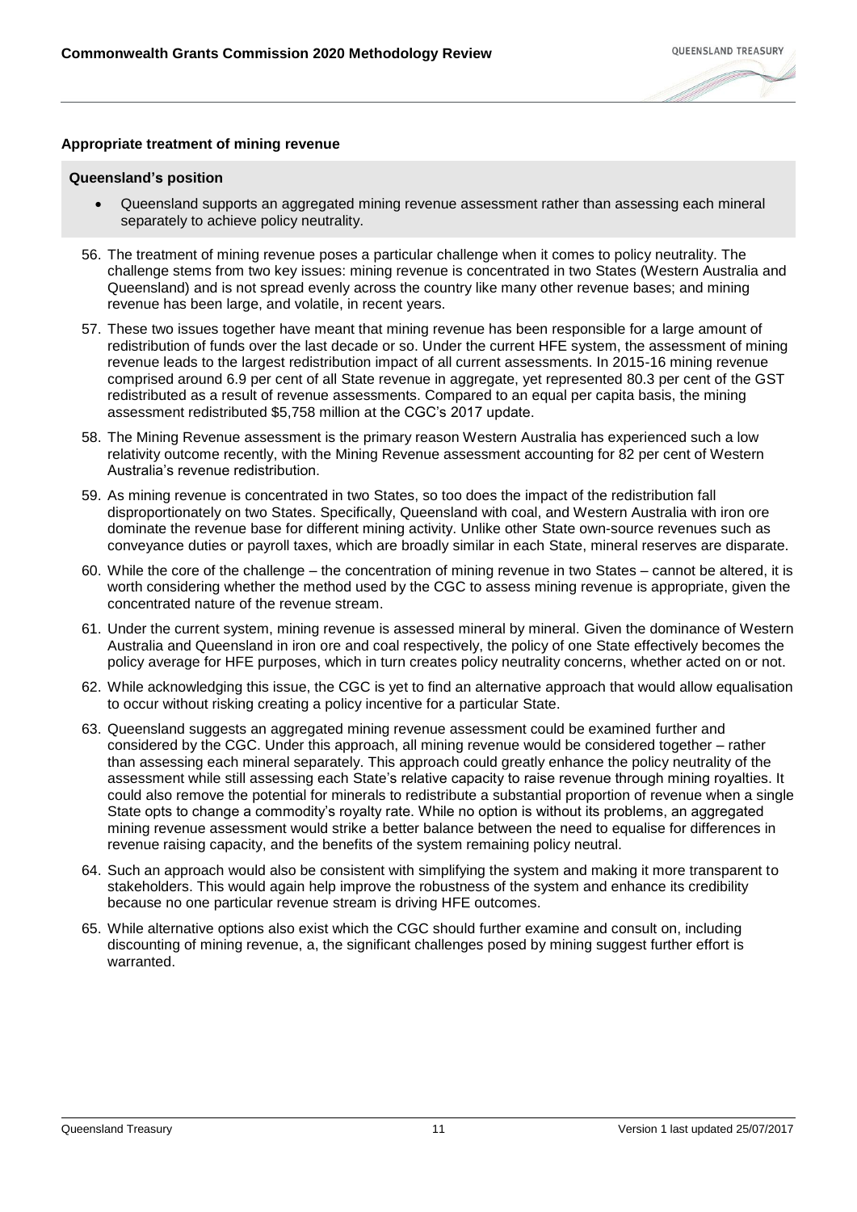**Appropriate treatment of mining revenue**

**Queensland's position**

- Queensland supports an aggregated mining revenue assessment rather than assessing each mineral separately to achieve policy neutrality.

56. The treatment of mining revenue poses a particular challenge when it comes to policy neutrality. The challenge stems from two key issues: mining revenue is concentrated in two States (Western Australia and Queensland) and is not spread evenly across the country like many other revenue bases; and mining revenue has been large, and volatile, in recent years.
57. These two issues together have meant that mining revenue has been responsible for a large amount of redistribution of funds over the last decade or so. Under the current HFE system, the assessment of mining revenue leads to the largest redistribution impact of all current assessments. In 2015-16 mining revenue comprised around 6.9 per cent of all State revenue in aggregate, yet represented 80.3 per cent of the GST redistributed as a result of revenue assessments. Compared to an equal per capita basis, the mining assessment redistributed $5,758 million at the CGC's 2017 update.
58. The Mining Revenue assessment is the primary reason Western Australia has experienced such a low relativity outcome recently, with the Mining Revenue assessment accounting for 82 per cent of Western Australia's revenue redistribution.
59. As mining revenue is concentrated in two States, so too does the impact of the redistribution fall disproportionately on two States. Specifically, Queensland with coal, and Western Australia with iron ore dominate the revenue base for different mining activity. Unlike other State own-source revenues such as conveyance duties or payroll taxes, which are broadly similar in each State, mineral reserves are disparate.
60. While the core of the challenge – the concentration of mining revenue in two States – cannot be altered, it is worth considering whether the method used by the CGC to assess mining revenue is appropriate, given the concentrated nature of the revenue stream.
61. Under the current system, mining revenue is assessed mineral by mineral. Given the dominance of Western Australia and Queensland in iron ore and coal respectively, the policy of one State effectively becomes the policy average for HFE purposes, which in turn creates policy neutrality concerns, whether acted on or not.
62. While acknowledging this issue, the CGC is yet to find an alternative approach that would allow equalisation to occur without risking creating a policy incentive for a particular State.
63. Queensland suggests an aggregated mining revenue assessment could be examined further and considered by the CGC. Under this approach, all mining revenue would be considered together – rather than assessing each mineral separately. This approach could greatly enhance the policy neutrality of the assessment while still assessing each State's relative capacity to raise revenue through mining royalties. It could also remove the potential for minerals to redistribute a substantial proportion of revenue when a single State opts to change a commodity's royalty rate. While no option is without its problems, an aggregated mining revenue assessment would strike a better balance between the need to equalise for differences in revenue raising capacity, and the benefits of the system remaining policy neutral.
64. Such an approach would also be consistent with simplifying the system and making it more transparent to stakeholders. This would again help improve the robustness of the system and enhance its credibility because no one particular revenue stream is driving HFE outcomes.
65. While alternative options also exist which the CGC should further examine and consult on, including discounting of mining revenue, a, the significant challenges posed by mining suggest further effort is warranted.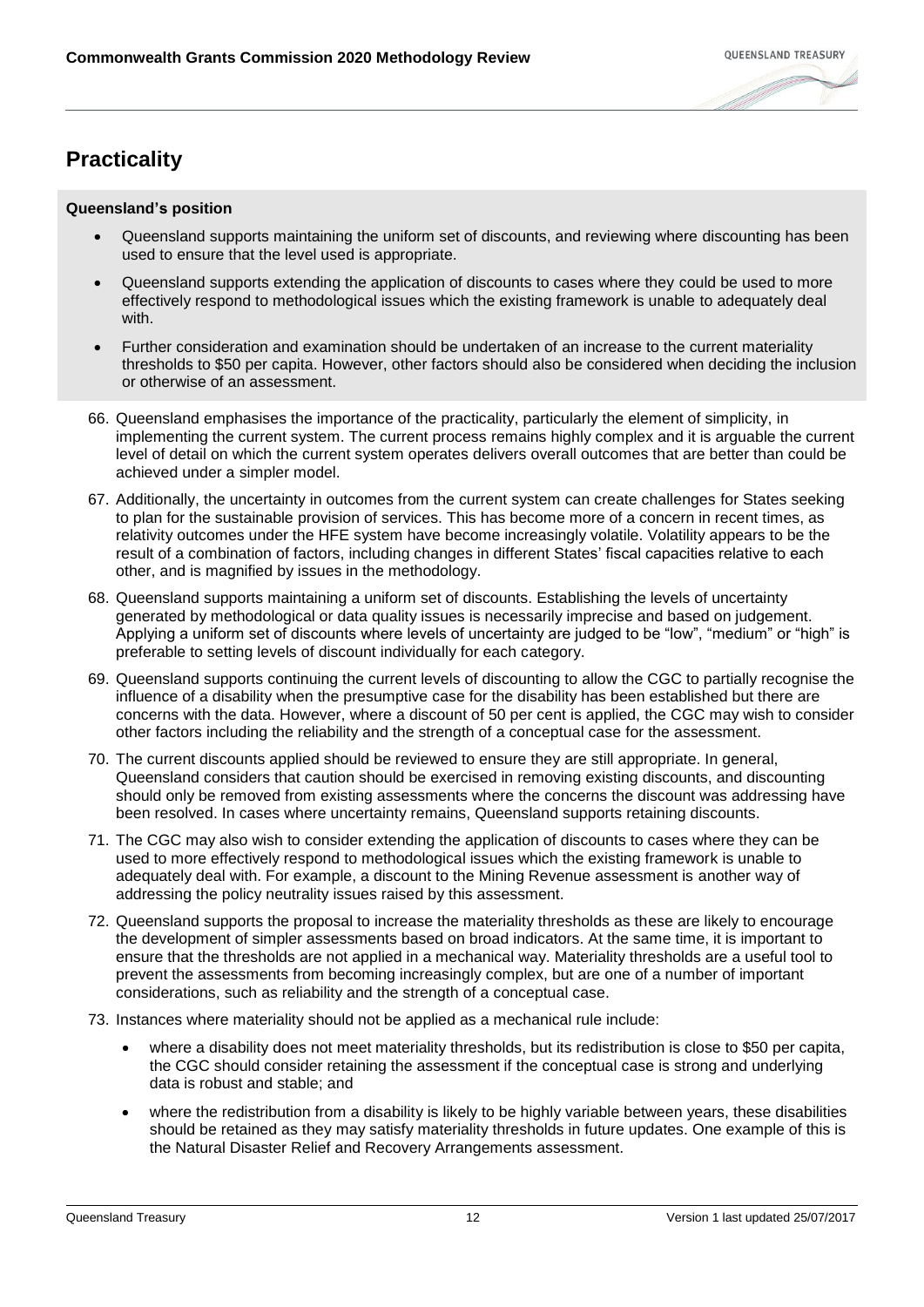## Practicality

**Queensland's position**

- Queensland supports maintaining the uniform set of discounts, and reviewing where discounting has been used to ensure that the level used is appropriate.
- Queensland supports extending the application of discounts to cases where they could be used to more effectively respond to methodological issues which the existing framework is unable to adequately deal with.
- Further consideration and examination should be undertaken of an increase to the current materiality thresholds to $50 per capita. However, other factors should also be considered when deciding the inclusion or otherwise of an assessment.

66. Queensland emphasises the importance of the practicality, particularly the element of simplicity, in implementing the current system. The current process remains highly complex and it is arguable the current level of detail on which the current system operates delivers overall outcomes that are better than could be achieved under a simpler model.

67. Additionally, the uncertainty in outcomes from the current system can create challenges for States seeking to plan for the sustainable provision of services. This has become more of a concern in recent times, as relativity outcomes under the HFE system have become increasingly volatile. Volatility appears to be the result of a combination of factors, including changes in different States' fiscal capacities relative to each other, and is magnified by issues in the methodology.

68. Queensland supports maintaining a uniform set of discounts. Establishing the levels of uncertainty generated by methodological or data quality issues is necessarily imprecise and based on judgement. Applying a uniform set of discounts where levels of uncertainty are judged to be "low", "medium" or "high" is preferable to setting levels of discount individually for each category.

69. Queensland supports continuing the current levels of discounting to allow the CGC to partially recognise the influence of a disability when the presumptive case for the disability has been established but there are concerns with the data. However, where a discount of 50 per cent is applied, the CGC may wish to consider other factors including the reliability and the strength of a conceptual case for the assessment.

70. The current discounts applied should be reviewed to ensure they are still appropriate. In general, Queensland considers that caution should be exercised in removing existing discounts, and discounting should only be removed from existing assessments where the concerns the discount was addressing have been resolved. In cases where uncertainty remains, Queensland supports retaining discounts.

71. The CGC may also wish to consider extending the application of discounts to cases where they can be used to more effectively respond to methodological issues which the existing framework is unable to adequately deal with. For example, a discount to the Mining Revenue assessment is another way of addressing the policy neutrality issues raised by this assessment.

72. Queensland supports the proposal to increase the materiality thresholds as these are likely to encourage the development of simpler assessments based on broad indicators. At the same time, it is important to ensure that the thresholds are not applied in a mechanical way. Materiality thresholds are a useful tool to prevent the assessments from becoming increasingly complex, but are one of a number of important considerations, such as reliability and the strength of a conceptual case.

73. Instances where materiality should not be applied as a mechanical rule include:

    - where a disability does not meet materiality thresholds, but its redistribution is close to $50 per capita, the CGC should consider retaining the assessment if the conceptual case is strong and underlying data is robust and stable; and
    - where the redistribution from a disability is likely to be highly variable between years, these disabilities should be retained as they may satisfy materiality thresholds in future updates. One example of this is the Natural Disaster Relief and Recovery Arrangements assessment.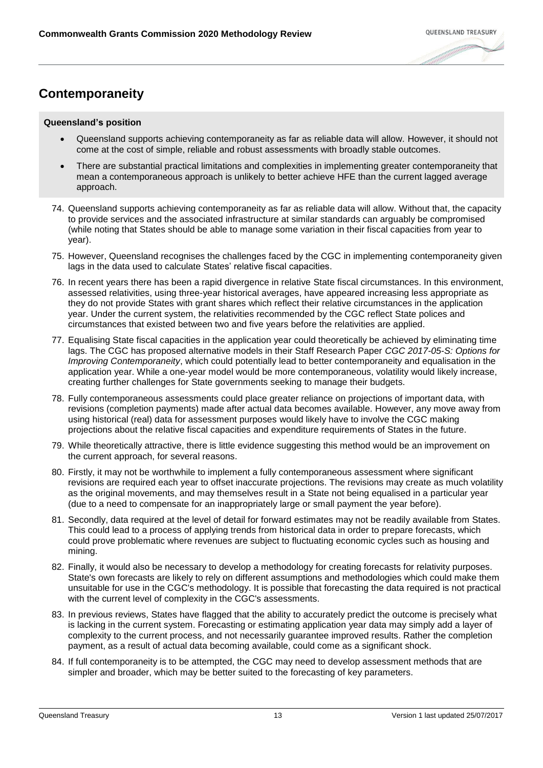## Contemporaneity

**Queensland's position**

- Queensland supports achieving contemporaneity as far as reliable data will allow. However, it should not come at the cost of simple, reliable and robust assessments with broadly stable outcomes.
- There are substantial practical limitations and complexities in implementing greater contemporaneity that mean a contemporaneous approach is unlikely to better achieve HFE than the current lagged average approach.

74. Queensland supports achieving contemporaneity as far as reliable data will allow. Without that, the capacity to provide services and the associated infrastructure at similar standards can arguably be compromised (while noting that States should be able to manage some variation in their fiscal capacities from year to year).

75. However, Queensland recognises the challenges faced by the CGC in implementing contemporaneity given lags in the data used to calculate States' relative fiscal capacities.

76. In recent years there has been a rapid divergence in relative State fiscal circumstances. In this environment, assessed relativities, using three-year historical averages, have appeared increasing less appropriate as they do not provide States with grant shares which reflect their relative circumstances in the application year. Under the current system, the relativities recommended by the CGC reflect State polices and circumstances that existed between two and five years before the relativities are applied.

77. Equalising State fiscal capacities in the application year could theoretically be achieved by eliminating time lags. The CGC has proposed alternative models in their Staff Research Paper *CGC 2017-05-S: Options for Improving Contemporaneity*, which could potentially lead to better contemporaneity and equalisation in the application year. While a one-year model would be more contemporaneous, volatility would likely increase, creating further challenges for State governments seeking to manage their budgets.

78. Fully contemporaneous assessments could place greater reliance on projections of important data, with revisions (completion payments) made after actual data becomes available. However, any move away from using historical (real) data for assessment purposes would likely have to involve the CGC making projections about the relative fiscal capacities and expenditure requirements of States in the future.

79. While theoretically attractive, there is little evidence suggesting this method would be an improvement on the current approach, for several reasons.

80. Firstly, it may not be worthwhile to implement a fully contemporaneous assessment where significant revisions are required each year to offset inaccurate projections. The revisions may create as much volatility as the original movements, and may themselves result in a State not being equalised in a particular year (due to a need to compensate for an inappropriately large or small payment the year before).

81. Secondly, data required at the level of detail for forward estimates may not be readily available from States. This could lead to a process of applying trends from historical data in order to prepare forecasts, which could prove problematic where revenues are subject to fluctuating economic cycles such as housing and mining.

82. Finally, it would also be necessary to develop a methodology for creating forecasts for relativity purposes. State's own forecasts are likely to rely on different assumptions and methodologies which could make them unsuitable for use in the CGC's methodology. It is possible that forecasting the data required is not practical with the current level of complexity in the CGC's assessments.

83. In previous reviews, States have flagged that the ability to accurately predict the outcome is precisely what is lacking in the current system. Forecasting or estimating application year data may simply add a layer of complexity to the current process, and not necessarily guarantee improved results. Rather the completion payment, as a result of actual data becoming available, could come as a significant shock.

84. If full contemporaneity is to be attempted, the CGC may need to develop assessment methods that are simpler and broader, which may be better suited to the forecasting of key parameters.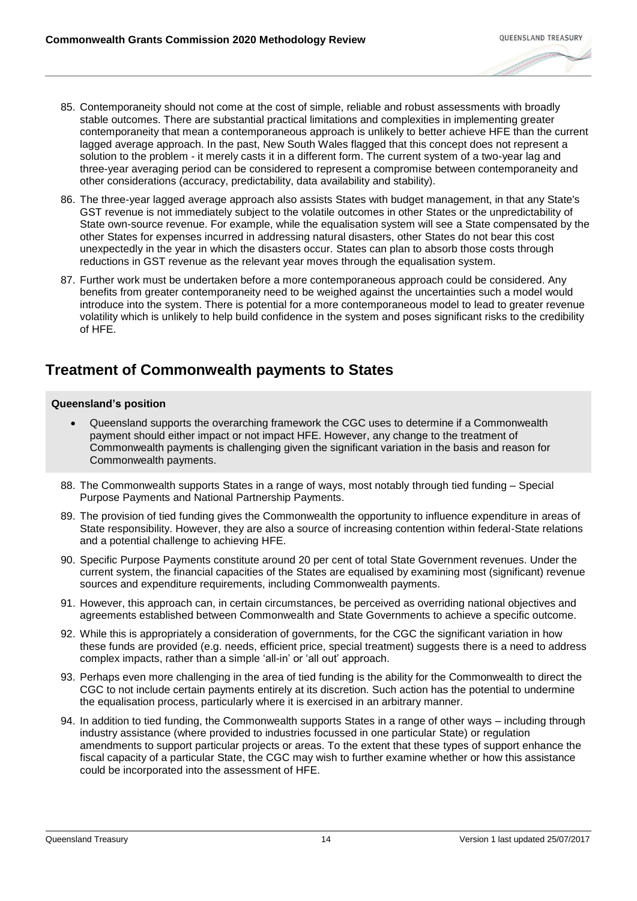85. Contemporaneity should not come at the cost of simple, reliable and robust assessments with broadly stable outcomes. There are substantial practical limitations and complexities in implementing greater contemporaneity that mean a contemporaneous approach is unlikely to better achieve HFE than the current lagged average approach. In the past, New South Wales flagged that this concept does not represent a solution to the problem - it merely casts it in a different form. The current system of a two-year lag and three-year averaging period can be considered to represent a compromise between contemporaneity and other considerations (accuracy, predictability, data availability and stability).

86. The three-year lagged average approach also assists States with budget management, in that any State's GST revenue is not immediately subject to the volatile outcomes in other States or the unpredictability of State own-source revenue. For example, while the equalisation system will see a State compensated by the other States for expenses incurred in addressing natural disasters, other States do not bear this cost unexpectedly in the year in which the disasters occur. States can plan to absorb those costs through reductions in GST revenue as the relevant year moves through the equalisation system.

87. Further work must be undertaken before a more contemporaneous approach could be considered. Any benefits from greater contemporaneity need to be weighed against the uncertainties such a model would introduce into the system. There is potential for a more contemporaneous model to lead to greater revenue volatility which is unlikely to help build confidence in the system and poses significant risks to the credibility of HFE.

## Treatment of Commonwealth payments to States

**Queensland's position**

- Queensland supports the overarching framework the CGC uses to determine if a Commonwealth payment should either impact or not impact HFE. However, any change to the treatment of Commonwealth payments is challenging given the significant variation in the basis and reason for Commonwealth payments.

88. The Commonwealth supports States in a range of ways, most notably through tied funding – Special Purpose Payments and National Partnership Payments.

89. The provision of tied funding gives the Commonwealth the opportunity to influence expenditure in areas of State responsibility. However, they are also a source of increasing contention within federal-State relations and a potential challenge to achieving HFE.

90. Specific Purpose Payments constitute around 20 per cent of total State Government revenues. Under the current system, the financial capacities of the States are equalised by examining most (significant) revenue sources and expenditure requirements, including Commonwealth payments.

91. However, this approach can, in certain circumstances, be perceived as overriding national objectives and agreements established between Commonwealth and State Governments to achieve a specific outcome.

92. While this is appropriately a consideration of governments, for the CGC the significant variation in how these funds are provided (e.g. needs, efficient price, special treatment) suggests there is a need to address complex impacts, rather than a simple 'all-in' or 'all out' approach.

93. Perhaps even more challenging in the area of tied funding is the ability for the Commonwealth to direct the CGC to not include certain payments entirely at its discretion. Such action has the potential to undermine the equalisation process, particularly where it is exercised in an arbitrary manner.

94. In addition to tied funding, the Commonwealth supports States in a range of other ways – including through industry assistance (where provided to industries focussed in one particular State) or regulation amendments to support particular projects or areas. To the extent that these types of support enhance the fiscal capacity of a particular State, the CGC may wish to further examine whether or how this assistance could be incorporated into the assessment of HFE.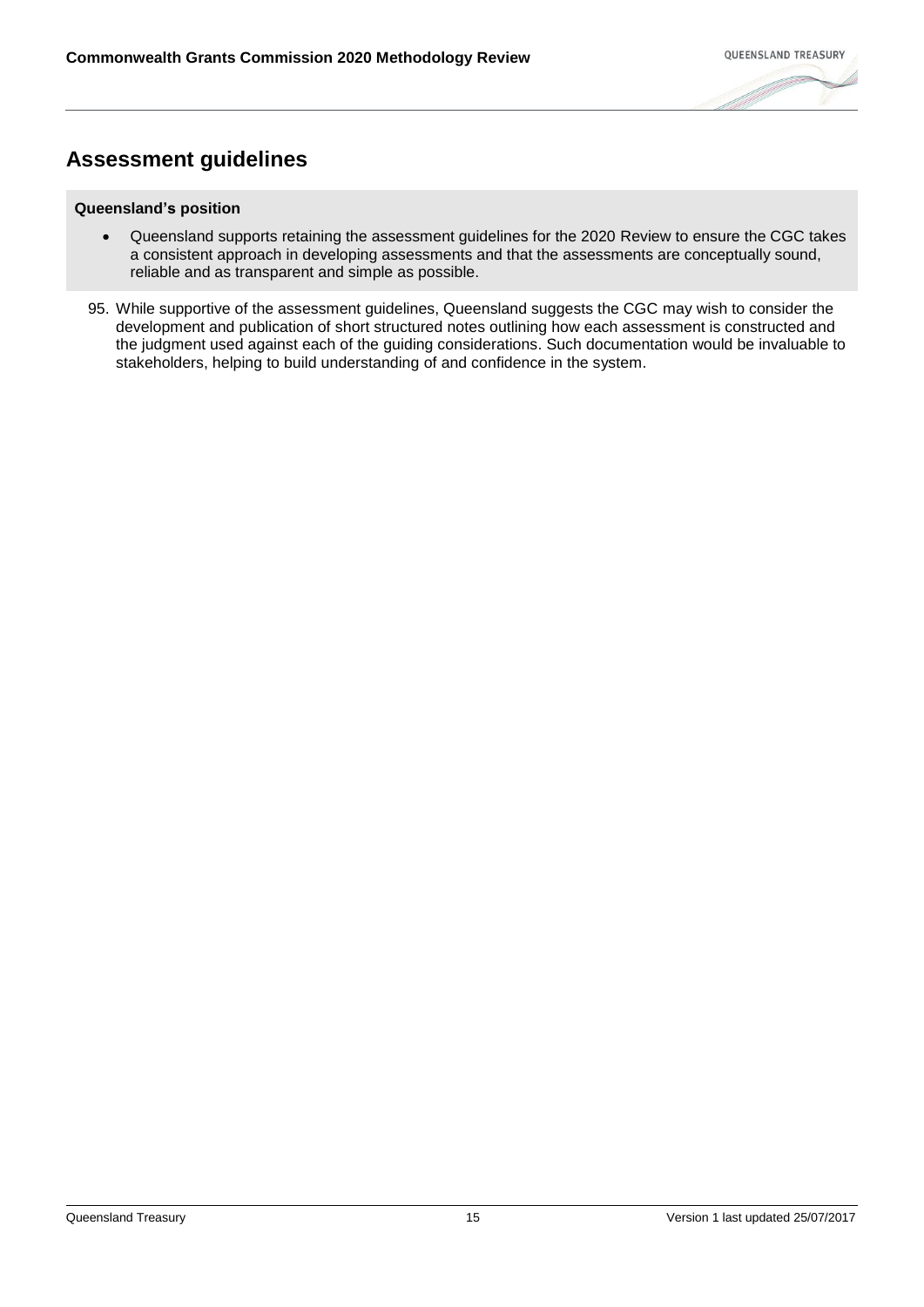## Assessment guidelines

**Queensland's position**

- Queensland supports retaining the assessment guidelines for the 2020 Review to ensure the CGC takes a consistent approach in developing assessments and that the assessments are conceptually sound, reliable and as transparent and simple as possible.

95. While supportive of the assessment guidelines, Queensland suggests the CGC may wish to consider the development and publication of short structured notes outlining how each assessment is constructed and the judgment used against each of the guiding considerations. Such documentation would be invaluable to stakeholders, helping to build understanding of and confidence in the system.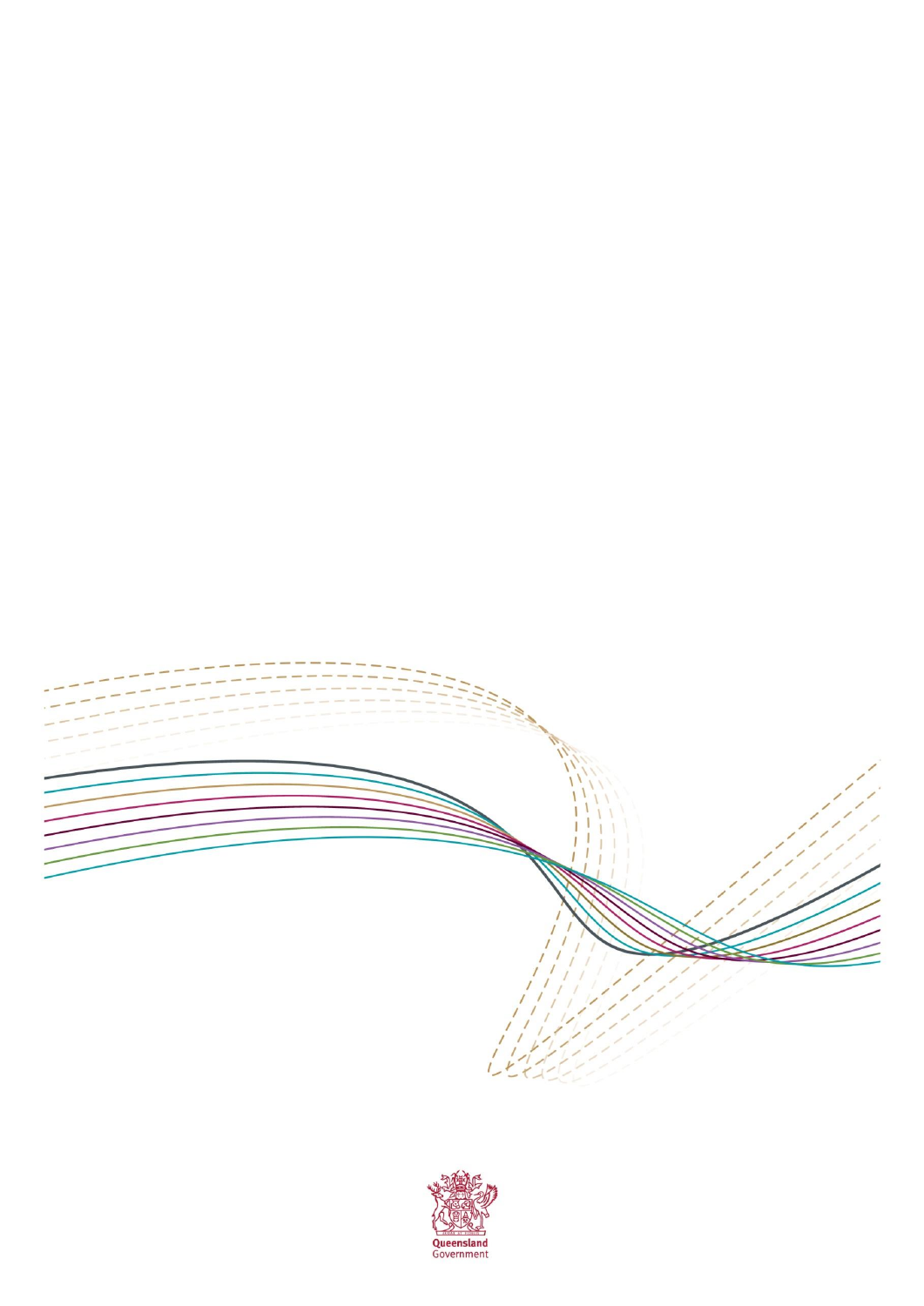Queensland Government